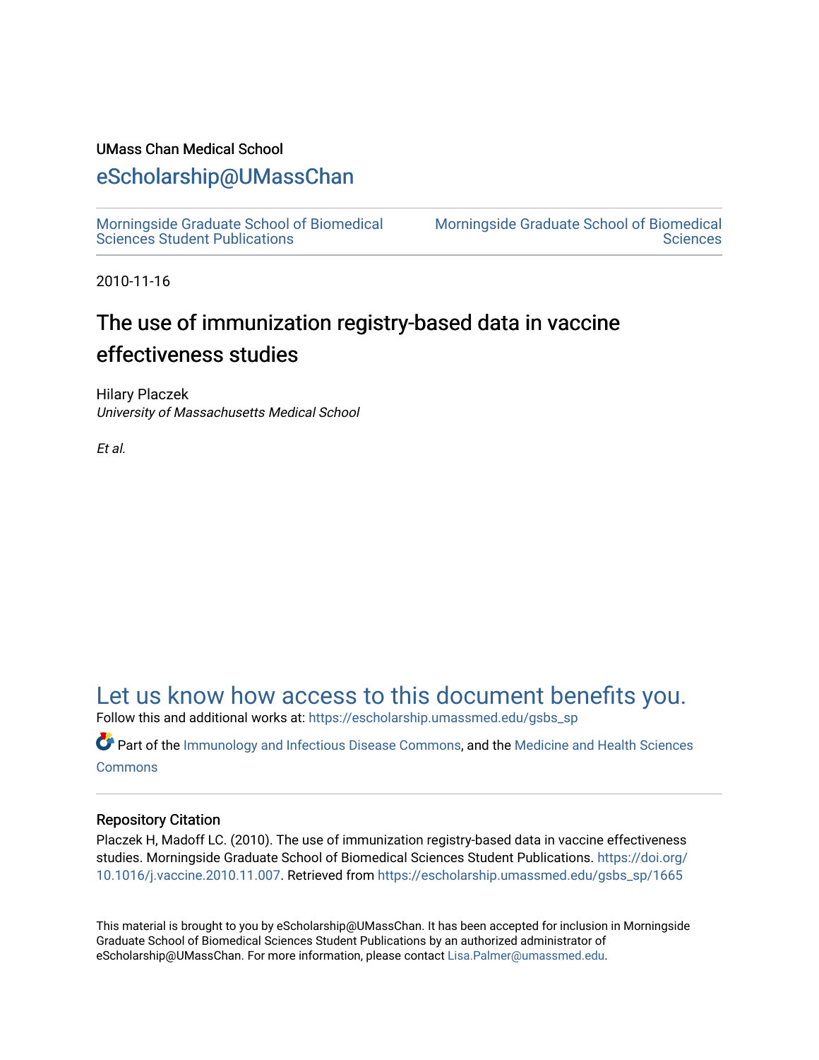UMass Chan Medical School

# eScholarship@UMassChan

Morningside Graduate School of Biomedical Sciences Student Publications | Morningside Graduate School of Biomedical Sciences

2010-11-16

# The use of immunization registry-based data in vaccine effectiveness studies

Hilary Placzek
*University of Massachusetts Medical School*

*Et al.*

## Let us know how access to this document benefits you.

Follow this and additional works at: https://escholarship.umassmed.edu/gsbs_sp

Part of the Immunology and Infectious Disease Commons, and the Medicine and Health Sciences Commons

### Repository Citation

Placzek H, Madoff LC. (2010). The use of immunization registry-based data in vaccine effectiveness studies. Morningside Graduate School of Biomedical Sciences Student Publications. https://doi.org/10.1016/j.vaccine.2010.11.007. Retrieved from https://escholarship.umassmed.edu/gsbs_sp/1665

This material is brought to you by eScholarship@UMassChan. It has been accepted for inclusion in Morningside Graduate School of Biomedical Sciences Student Publications by an authorized administrator of eScholarship@UMassChan. For more information, please contact Lisa.Palmer@umassmed.edu.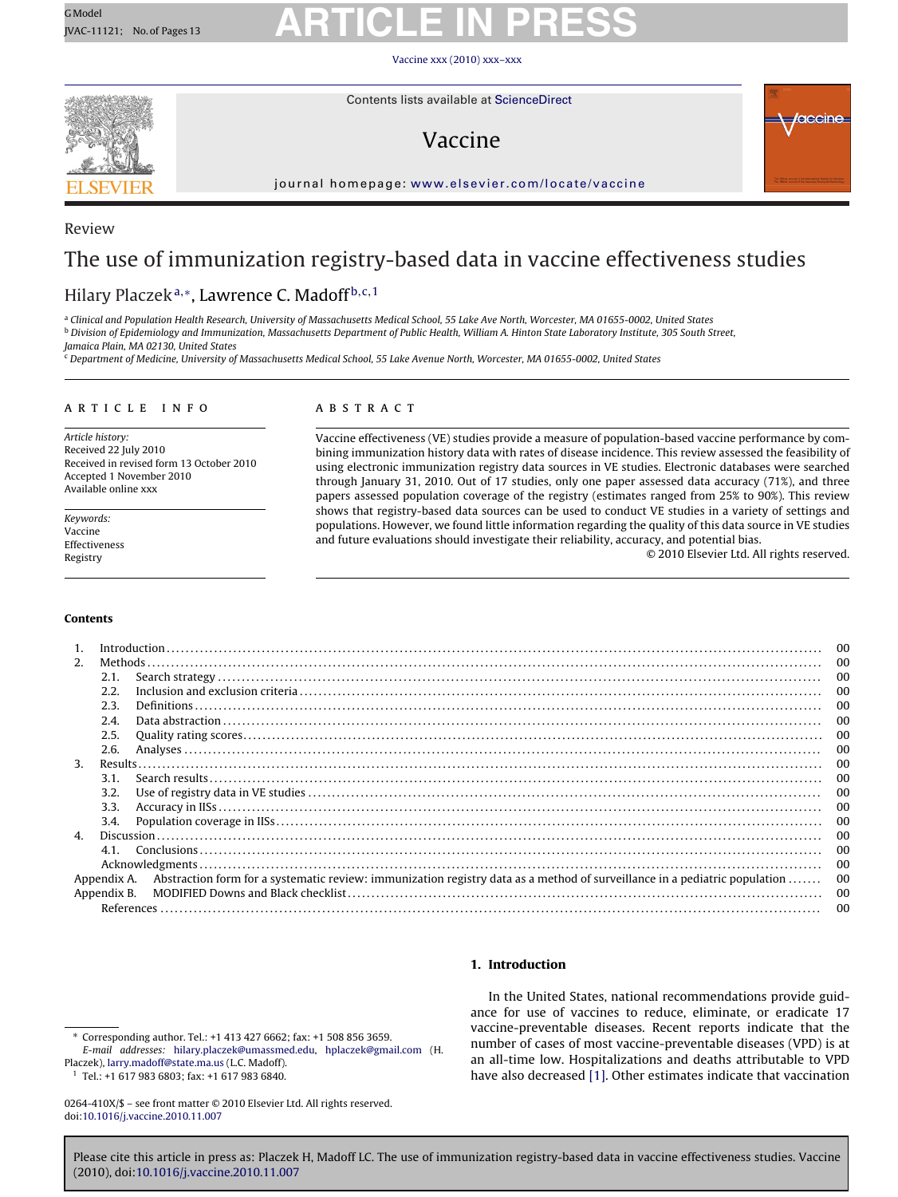Review

# The use of immunization registry-based data in vaccine effectiveness studies

Hilary Placzek[a,*], Lawrence C. Madoff[b,c,1]

[a] Clinical and Population Health Research, University of Massachusetts Medical School, 55 Lake Ave North, Worcester, MA 01655-0002, United States
[b] Division of Epidemiology and Immunization, Massachusetts Department of Public Health, William A. Hinton State Laboratory Institute, 305 South Street, Jamaica Plain, MA 02130, United States
[c] Department of Medicine, University of Massachusetts Medical School, 55 Lake Avenue North, Worcester, MA 01655-0002, United States

## ARTICLE INFO

*Article history:*
Received 22 July 2010
Received in revised form 13 October 2010
Accepted 1 November 2010
Available online xxx

*Keywords:*
Vaccine
Effectiveness
Registry

## ABSTRACT

Vaccine effectiveness (VE) studies provide a measure of population-based vaccine performance by combining immunization history data with rates of disease incidence. This review assessed the feasibility of using electronic immunization registry data sources in VE studies. Electronic databases were searched through January 31, 2010. Out of 17 studies, only one paper assessed data accuracy (71%), and three papers assessed population coverage of the registry (estimates ranged from 25% to 90%). This review shows that registry-based data sources can be used to conduct VE studies in a variety of settings and populations. However, we found little information regarding the quality of this data source in VE studies and future evaluations should investigate their reliability, accuracy, and potential bias.

© 2010 Elsevier Ltd. All rights reserved.

## Contents

1. Introduction ........ 00
2. Methods ........ 00
   - 2.1. Search strategy ........ 00
   - 2.2. Inclusion and exclusion criteria ........ 00
   - 2.3. Definitions ........ 00
   - 2.4. Data abstraction ........ 00
   - 2.5. Quality rating scores ........ 00
   - 2.6. Analyses ........ 00
3. Results ........ 00
   - 3.1. Search results ........ 00
   - 3.2. Use of registry data in VE studies ........ 00
   - 3.3. Accuracy in IISs ........ 00
   - 3.4. Population coverage in IISs ........ 00
4. Discussion ........ 00
   - 4.1. Conclusions ........ 00
   - Acknowledgments ........ 00

Appendix A. Abstraction form for a systematic review: immunization registry data as a method of surveillance in a pediatric population ........ 00
Appendix B. MODIFIED Downs and Black checklist ........ 00
References ........ 00

## 1. Introduction

In the United States, national recommendations provide guidance for use of vaccines to reduce, eliminate, or eradicate 17 vaccine-preventable diseases. Recent reports indicate that the number of cases of most vaccine-preventable diseases (VPD) is at an all-time low. Hospitalizations and deaths attributable to VPD have also decreased [1]. Other estimates indicate that vaccination

---

* Corresponding author. Tel.: +1 413 427 6662; fax: +1 508 856 3659.
*E-mail addresses:* hilary.placzek@umassmed.edu, hplaczek@gmail.com (H. Placzek), larry.madoff@state.ma.us (L.C. Madoff).
[1] Tel.: +1 617 983 6803; fax: +1 617 983 6840.

0264-410X/$ – see front matter © 2010 Elsevier Ltd. All rights reserved.
doi:10.1016/j.vaccine.2010.11.007

Please cite this article in press as: Placzek H, Madoff LC. The use of immunization registry-based data in vaccine effectiveness studies. Vaccine (2010), doi:10.1016/j.vaccine.2010.11.007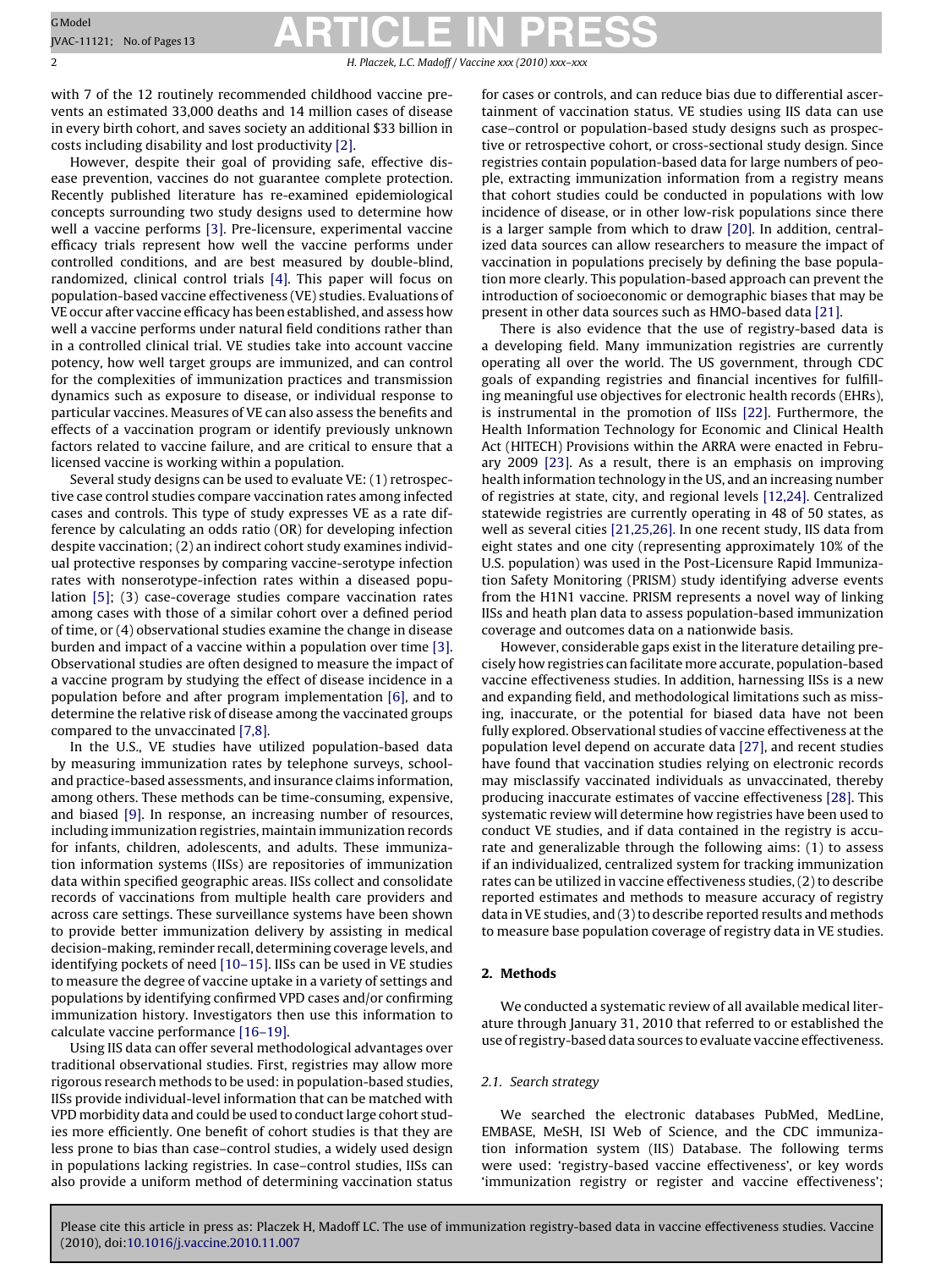with 7 of the 12 routinely recommended childhood vaccine prevents an estimated 33,000 deaths and 14 million cases of disease in every birth cohort, and saves society an additional $33 billion in costs including disability and lost productivity [2].

However, despite their goal of providing safe, effective disease prevention, vaccines do not guarantee complete protection. Recently published literature has re-examined epidemiological concepts surrounding two study designs used to determine how well a vaccine performs [3]. Pre-licensure, experimental vaccine efficacy trials represent how well the vaccine performs under controlled conditions, and are best measured by double-blind, randomized, clinical control trials [4]. This paper will focus on population-based vaccine effectiveness (VE) studies. Evaluations of VE occur after vaccine efficacy has been established, and assess how well a vaccine performs under natural field conditions rather than in a controlled clinical trial. VE studies take into account vaccine potency, how well target groups are immunized, and can control for the complexities of immunization practices and transmission dynamics such as exposure to disease, or individual response to particular vaccines. Measures of VE can also assess the benefits and effects of a vaccination program or identify previously unknown factors related to vaccine failure, and are critical to ensure that a licensed vaccine is working within a population.

Several study designs can be used to evaluate VE: (1) retrospective case control studies compare vaccination rates among infected cases and controls. This type of study expresses VE as a rate difference by calculating an odds ratio (OR) for developing infection despite vaccination; (2) an indirect cohort study examines individual protective responses by comparing vaccine-serotype infection rates with nonserotype-infection rates within a diseased population [5]; (3) case-coverage studies compare vaccination rates among cases with those of a similar cohort over a defined period of time, or (4) observational studies examine the change in disease burden and impact of a vaccine within a population over time [3]. Observational studies are often designed to measure the impact of a vaccine program by studying the effect of disease incidence in a population before and after program implementation [6], and to determine the relative risk of disease among the vaccinated groups compared to the unvaccinated [7,8].

In the U.S., VE studies have utilized population-based data by measuring immunization rates by telephone surveys, school- and practice-based assessments, and insurance claims information, among others. These methods can be time-consuming, expensive, and biased [9]. In response, an increasing number of resources, including immunization registries, maintain immunization records for infants, children, adolescents, and adults. These immunization information systems (IISs) are repositories of immunization data within specified geographic areas. IISs collect and consolidate records of vaccinations from multiple health care providers and across care settings. These surveillance systems have been shown to provide better immunization delivery by assisting in medical decision-making, reminder recall, determining coverage levels, and identifying pockets of need [10–15]. IISs can be used in VE studies to measure the degree of vaccine uptake in a variety of settings and populations by identifying confirmed VPD cases and/or confirming immunization history. Investigators then use this information to calculate vaccine performance [16–19].

Using IIS data can offer several methodological advantages over traditional observational studies. First, registries may allow more rigorous research methods to be used: in population-based studies, IISs provide individual-level information that can be matched with VPD morbidity data and could be used to conduct large cohort studies more efficiently. One benefit of cohort studies is that they are less prone to bias than case–control studies, a widely used design in populations lacking registries. In case–control studies, IISs can also provide a uniform method of determining vaccination status for cases or controls, and can reduce bias due to differential ascertainment of vaccination status. VE studies using IIS data can use case–control or population-based study designs such as prospective or retrospective cohort, or cross-sectional study design. Since registries contain population-based data for large numbers of people, extracting immunization information from a registry means that cohort studies could be conducted in populations with low incidence of disease, or in other low-risk populations since there is a larger sample from which to draw [20]. In addition, centralized data sources can allow researchers to measure the impact of vaccination in populations precisely by defining the base population more clearly. This population-based approach can prevent the introduction of socioeconomic or demographic biases that may be present in other data sources such as HMO-based data [21].

There is also evidence that the use of registry-based data is a developing field. Many immunization registries are currently operating all over the world. The US government, through CDC goals of expanding registries and financial incentives for fulfilling meaningful use objectives for electronic health records (EHRs), is instrumental in the promotion of IISs [22]. Furthermore, the Health Information Technology for Economic and Clinical Health Act (HITECH) Provisions within the ARRA were enacted in February 2009 [23]. As a result, there is an emphasis on improving health information technology in the US, and an increasing number of registries at state, city, and regional levels [12,24]. Centralized statewide registries are currently operating in 48 of 50 states, as well as several cities [21,25,26]. In one recent study, IIS data from eight states and one city (representing approximately 10% of the U.S. population) was used in the Post-Licensure Rapid Immunization Safety Monitoring (PRISM) study identifying adverse events from the H1N1 vaccine. PRISM represents a novel way of linking IISs and heath plan data to assess population-based immunization coverage and outcomes data on a nationwide basis.

However, considerable gaps exist in the literature detailing precisely how registries can facilitate more accurate, population-based vaccine effectiveness studies. In addition, harnessing IISs is a new and expanding field, and methodological limitations such as missing, inaccurate, or the potential for biased data have not been fully explored. Observational studies of vaccine effectiveness at the population level depend on accurate data [27], and recent studies have found that vaccination studies relying on electronic records may misclassify vaccinated individuals as unvaccinated, thereby producing inaccurate estimates of vaccine effectiveness [28]. This systematic review will determine how registries have been used to conduct VE studies, and if data contained in the registry is accurate and generalizable through the following aims: (1) to assess if an individualized, centralized system for tracking immunization rates can be utilized in vaccine effectiveness studies, (2) to describe reported estimates and methods to measure accuracy of registry data in VE studies, and (3) to describe reported results and methods to measure base population coverage of registry data in VE studies.

## 2. Methods

We conducted a systematic review of all available medical literature through January 31, 2010 that referred to or established the use of registry-based data sources to evaluate vaccine effectiveness.

### 2.1. Search strategy

We searched the electronic databases PubMed, MedLine, EMBASE, MeSH, ISI Web of Science, and the CDC immunization information system (IIS) Database. The following terms were used: 'registry-based vaccine effectiveness', or key words 'immunization registry or register and vaccine effectiveness';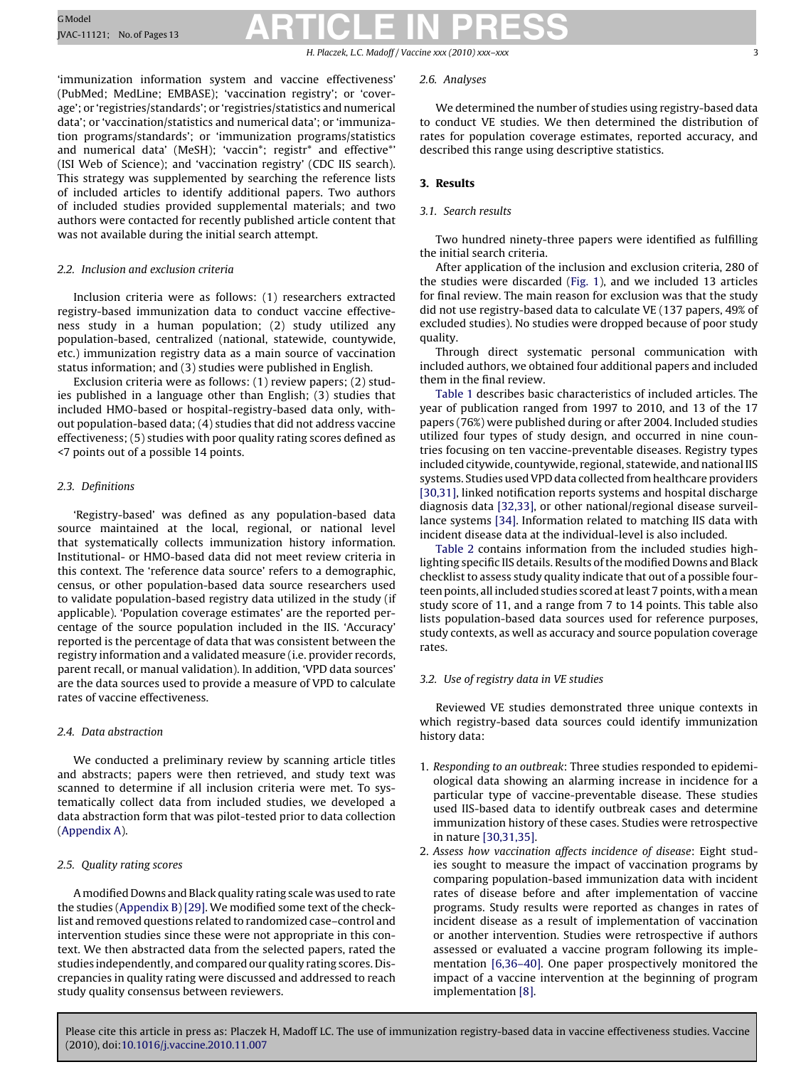'immunization information system and vaccine effectiveness' (PubMed; MedLine; EMBASE); 'vaccination registry'; or 'coverage'; or 'registries/standards'; or 'registries/statistics and numerical data'; or 'vaccination/statistics and numerical data'; or 'immunization programs/standards'; or 'immunization programs/statistics and numerical data' (MeSH); 'vaccin*'; registr* and effective*' (ISI Web of Science); and 'vaccination registry' (CDC IIS search). This strategy was supplemented by searching the reference lists of included articles to identify additional papers. Two authors of included studies provided supplemental materials; and two authors were contacted for recently published article content that was not available during the initial search attempt.

### 2.2. Inclusion and exclusion criteria

Inclusion criteria were as follows: (1) researchers extracted registry-based immunization data to conduct vaccine effectiveness study in a human population; (2) study utilized any population-based, centralized (national, statewide, countywide, etc.) immunization registry data as a main source of vaccination status information; and (3) studies were published in English.

Exclusion criteria were as follows: (1) review papers; (2) studies published in a language other than English; (3) studies that included HMO-based or hospital-registry-based data only, without population-based data; (4) studies that did not address vaccine effectiveness; (5) studies with poor quality rating scores defined as <7 points out of a possible 14 points.

### 2.3. Definitions

'Registry-based' was defined as any population-based data source maintained at the local, regional, or national level that systematically collects immunization history information. Institutional- or HMO-based data did not meet review criteria in this context. The 'reference data source' refers to a demographic, census, or other population-based data source researchers used to validate population-based registry data utilized in the study (if applicable). 'Population coverage estimates' are the reported percentage of the source population included in the IIS. 'Accuracy' reported is the percentage of data that was consistent between the registry information and a validated measure (i.e. provider records, parent recall, or manual validation). In addition, 'VPD data sources' are the data sources used to provide a measure of VPD to calculate rates of vaccine effectiveness.

### 2.4. Data abstraction

We conducted a preliminary review by scanning article titles and abstracts; papers were then retrieved, and study text was scanned to determine if all inclusion criteria were met. To systematically collect data from included studies, we developed a data abstraction form that was pilot-tested prior to data collection (Appendix A).

### 2.5. Quality rating scores

A modified Downs and Black quality rating scale was used to rate the studies (Appendix B) [29]. We modified some text of the checklist and removed questions related to randomized case–control and intervention studies since these were not appropriate in this context. We then abstracted data from the selected papers, rated the studies independently, and compared our quality rating scores. Discrepancies in quality rating were discussed and addressed to reach study quality consensus between reviewers.

### 2.6. Analyses

We determined the number of studies using registry-based data to conduct VE studies. We then determined the distribution of rates for population coverage estimates, reported accuracy, and described this range using descriptive statistics.

## 3. Results

### 3.1. Search results

Two hundred ninety-three papers were identified as fulfilling the initial search criteria.

After application of the inclusion and exclusion criteria, 280 of the studies were discarded (Fig. 1), and we included 13 articles for final review. The main reason for exclusion was that the study did not use registry-based data to calculate VE (137 papers, 49% of excluded studies). No studies were dropped because of poor study quality.

Through direct systematic personal communication with included authors, we obtained four additional papers and included them in the final review.

Table 1 describes basic characteristics of included articles. The year of publication ranged from 1997 to 2010, and 13 of the 17 papers (76%) were published during or after 2004. Included studies utilized four types of study design, and occurred in nine countries focusing on ten vaccine-preventable diseases. Registry types included citywide, countywide, regional, statewide, and national IIS systems. Studies used VPD data collected from healthcare providers [30,31], linked notification reports systems and hospital discharge diagnosis data [32,33], or other national/regional disease surveillance systems [34]. Information related to matching IIS data with incident disease data at the individual-level is also included.

Table 2 contains information from the included studies highlighting specific IIS details. Results of the modified Downs and Black checklist to assess study quality indicate that out of a possible fourteen points, all included studies scored at least 7 points, with a mean study score of 11, and a range from 7 to 14 points. This table also lists population-based data sources used for reference purposes, study contexts, as well as accuracy and source population coverage rates.

### 3.2. Use of registry data in VE studies

Reviewed VE studies demonstrated three unique contexts in which registry-based data sources could identify immunization history data:

1. *Responding to an outbreak*: Three studies responded to epidemiological data showing an alarming increase in incidence for a particular type of vaccine-preventable disease. These studies used IIS-based data to identify outbreak cases and determine immunization history of these cases. Studies were retrospective in nature [30,31,35].
2. *Assess how vaccination affects incidence of disease*: Eight studies sought to measure the impact of vaccination programs by comparing population-based immunization data with incident rates of disease before and after implementation of vaccine programs. Study results were reported as changes in rates of incident disease as a result of implementation of vaccination or another intervention. Studies were retrospective if authors assessed or evaluated a vaccine program following its implementation [6,36–40]. One paper prospectively monitored the impact of a vaccine intervention at the beginning of program implementation [8].

Please cite this article in press as: Placzek H, Madoff LC. The use of immunization registry-based data in vaccine effectiveness studies. Vaccine (2010), doi:10.1016/j.vaccine.2010.11.007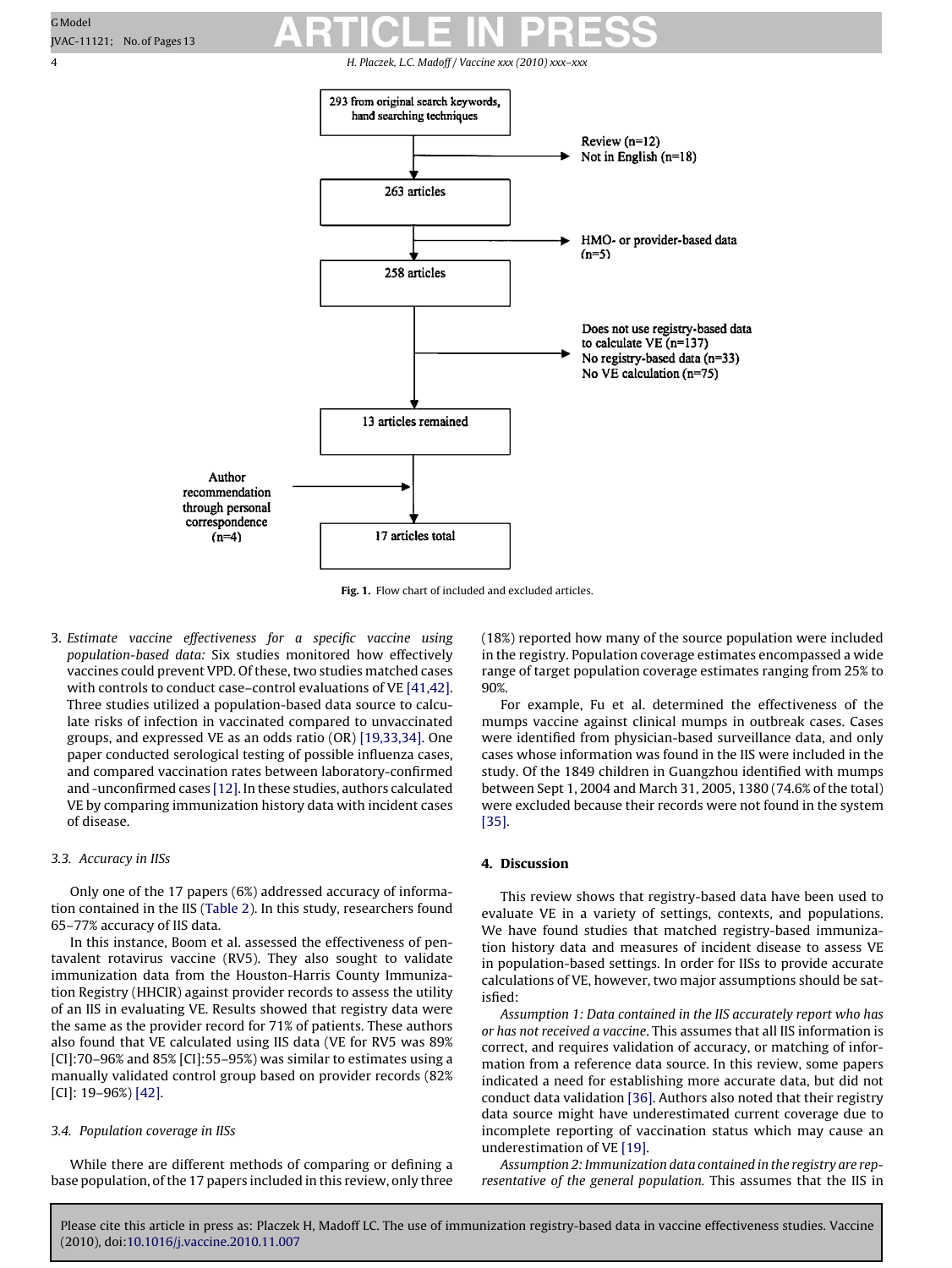293 from original search keywords, hand searching techniques

Review (n=12)
Not in English (n=18)

263 articles

HMO- or provider-based data (n=5)

258 articles

Does not use registry-based data to calculate VE (n=137)
No registry-based data (n=33)
No VE calculation (n=75)

13 articles remained

Author recommendation through personal correspondence (n=4)

17 articles total

**Fig. 1.** Flow chart of included and excluded articles.

3. *Estimate vaccine effectiveness for a specific vaccine using population-based data:* Six studies monitored how effectively vaccines could prevent VPD. Of these, two studies matched cases with controls to conduct case–control evaluations of VE [41,42]. Three studies utilized a population-based data source to calculate risks of infection in vaccinated compared to unvaccinated groups, and expressed VE as an odds ratio (OR) [19,33,34]. One paper conducted serological testing of possible influenza cases, and compared vaccination rates between laboratory-confirmed and -unconfirmed cases [12]. In these studies, authors calculated VE by comparing immunization history data with incident cases of disease.

### 3.3. Accuracy in IISs

Only one of the 17 papers (6%) addressed accuracy of information contained in the IIS (Table 2). In this study, researchers found 65–77% accuracy of IIS data.

In this instance, Boom et al. assessed the effectiveness of pentavalent rotavirus vaccine (RV5). They also sought to validate immunization data from the Houston-Harris County Immunization Registry (HHCIR) against provider records to assess the utility of an IIS in evaluating VE. Results showed that registry data were the same as the provider record for 71% of patients. These authors also found that VE calculated using IIS data (VE for RV5 was 89% [CI]:70–96% and 85% [CI]:55–95%) was similar to estimates using a manually validated control group based on provider records (82% [CI]: 19–96%) [42].

### 3.4. Population coverage in IISs

While there are different methods of comparing or defining a base population, of the 17 papers included in this review, only three (18%) reported how many of the source population were included in the registry. Population coverage estimates encompassed a wide range of target population coverage estimates ranging from 25% to 90%.

For example, Fu et al. determined the effectiveness of the mumps vaccine against clinical mumps in outbreak cases. Cases were identified from physician-based surveillance data, and only cases whose information was found in the IIS were included in the study. Of the 1849 children in Guangzhou identified with mumps between Sept 1, 2004 and March 31, 2005, 1380 (74.6% of the total) were excluded because their records were not found in the system [35].

## 4. Discussion

This review shows that registry-based data have been used to evaluate VE in a variety of settings, contexts, and populations. We have found studies that matched registry-based immunization history data and measures of incident disease to assess VE in population-based settings. In order for IISs to provide accurate calculations of VE, however, two major assumptions should be satisfied:

*Assumption 1: Data contained in the IIS accurately report who has or has not received a vaccine*. This assumes that all IIS information is correct, and requires validation of accuracy, or matching of information from a reference data source. In this review, some papers indicated a need for establishing more accurate data, but did not conduct data validation [36]. Authors also noted that their registry data source might have underestimated current coverage due to incomplete reporting of vaccination status which may cause an underestimation of VE [19].

*Assumption 2: Immunization data contained in the registry are representative of the general population.* This assumes that the IIS in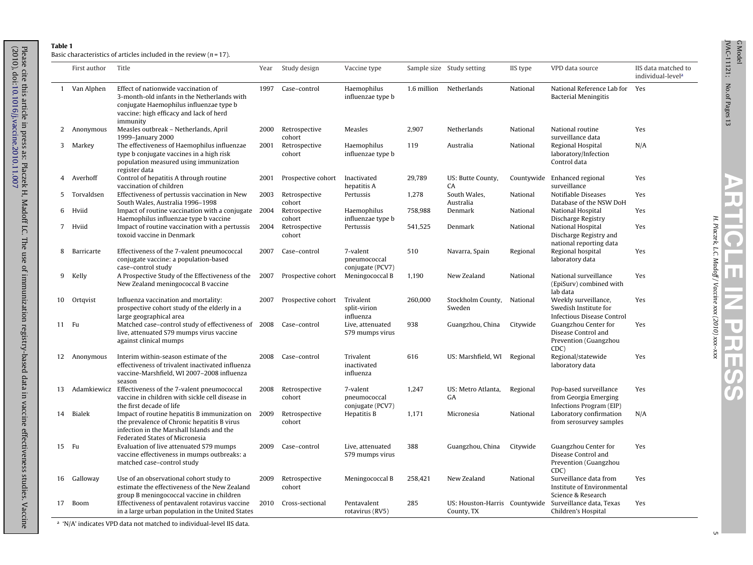**Table 1**
Basic characteristics of articles included in the review (n = 17).

| | First author | Title | Year | Study design | Vaccine type | Sample size | Study setting | IIS type | VPD data source | IIS data matched to individual-level[a] |
|---|---|---|---|---|---|---|---|---|---|---|
| 1 | Van Alphen | Effect of nationwide vaccination of 3-month-old infants in the Netherlands with conjugate Haemophilus influenzae type b vaccine: high efficacy and lack of herd immunity | 1997 | Case–control | Haemophilus influenzae type b | 1.6 million | Netherlands | National | National Reference Lab for Bacterial Meningitis | Yes |
| 2 | Anonymous | Measles outbreak – Netherlands, April 1999–January 2000 | 2000 | Retrospective cohort | Measles | 2,907 | Netherlands | National | National routine surveillance data | Yes |
| 3 | Markey | The effectiveness of Haemophilus influenzae type b conjugate vaccines in a high risk population measured using immunization register data | 2001 | Retrospective cohort | Haemophilus influenzae type b | 119 | Australia | National | Regional Hospital laboratory/Infection Control data | N/A |
| 4 | Averhoff | Control of hepatitis A through routine vaccination of children | 2001 | Prospective cohort | Inactivated hepatitis A | 29,789 | US: Butte County, CA | Countywide | Enhanced regional surveillance | Yes |
| 5 | Torvaldsen | Effectiveness of pertussis vaccination in New South Wales, Australia 1996–1998 | 2003 | Retrospective cohort | Pertussis | 1,278 | South Wales, Australia | National | Notifiable Diseases Database of the NSW DoH | Yes |
| 6 | Hviid | Impact of routine vaccination with a conjugate Haemophilus influenzae type b vaccine | 2004 | Retrospective cohort | Haemophilus influenzae type b | 758,988 | Denmark | National | National Hospital Discharge Registry | Yes |
| 7 | Hviid | Impact of routine vaccination with a pertussis toxoid vaccine in Denmark | 2004 | Retrospective cohort | Pertussis | 541,525 | Denmark | National | National Hospital Discharge Registry and national reporting data | Yes |
| 8 | Barricarte | Effectiveness of the 7-valent pneumococcal conjugate vaccine: a population-based case–control study | 2007 | Case–control | 7-valent pneumococcal conjugate (PCV7) | 510 | Navarra, Spain | Regional | Regional hospital laboratory data | Yes |
| 9 | Kelly | A Prospective Study of the Effectiveness of the New Zealand meningococcal B vaccine | 2007 | Prospective cohort | Meningococcal B | 1,190 | New Zealand | National | National surveillance (EpiSurv) combined with lab data | Yes |
| 10 | Ortqvist | Influenza vaccination and mortality: prospective cohort study of the elderly in a large geographical area | 2007 | Prospective cohort | Trivalent split-virion influenza | 260,000 | Stockholm County, Sweden | National | Weekly surveillance, Swedish Institute for Infectious Disease Control | Yes |
| 11 | Fu | Matched case–control study of effectiveness of live, attenuated S79 mumps virus vaccine against clinical mumps | 2008 | Case–control | Live, attenuated S79 mumps virus | 938 | Guangzhou, China | Citywide | Guangzhou Center for Disease Control and Prevention (Guangzhou CDC) | Yes |
| 12 | Anonymous | Interim within-season estimate of the effectiveness of trivalent inactivated influenza vaccine-Marshfield, WI 2007–2008 influenza season | 2008 | Case–control | Trivalent inactivated influenza | 616 | US: Marshfield, WI | Regional | Regional/statewide laboratory data | Yes |
| 13 | Adamkiewicz | Effectiveness of the 7-valent pneumococcal vaccine in children with sickle cell disease in the first decade of life | 2008 | Retrospective cohort | 7-valent pneumococcal conjugate (PCV7) | 1,247 | US: Metro Atlanta, GA | Regional | Pop-based surveillance from Georgia Emerging Infections Program (EIP) | Yes |
| 14 | Bialek | Impact of routine hepatitis B immunization on the prevalence of Chronic hepatitis B virus infection in the Marshall Islands and the Federated States of Micronesia | 2009 | Retrospective cohort | Hepatitis B | 1,171 | Micronesia | National | Laboratory confirmation from serosurvey samples | N/A |
| 15 | Fu | Evaluation of live attenuated S79 mumps vaccine effectiveness in mumps outbreaks: a matched case–control study | 2009 | Case–control | Live, attenuated S79 mumps virus | 388 | Guangzhou, China | Citywide | Guangzhou Center for Disease Control and Prevention (Guangzhou CDC) | Yes |
| 16 | Galloway | Use of an observational cohort study to estimate the effectiveness of the New Zealand group B meningococcal vaccine in children | 2009 | Retrospective cohort | Meningococcal B | 258,421 | New Zealand | National | Surveillance data from Institute of Environmental Science & Research | Yes |
| 17 | Boom | Effectiveness of pentavalent rotavirus vaccine in a large urban population in the United States | 2010 | Cross-sectional | Pentavalent rotavirus (RV5) | 285 | US: Houston-Harris County, TX | Countywide | Surveillance data, Texas Children's Hospital | Yes |

[a] 'N/A' indicates VPD data not matched to individual-level IIS data.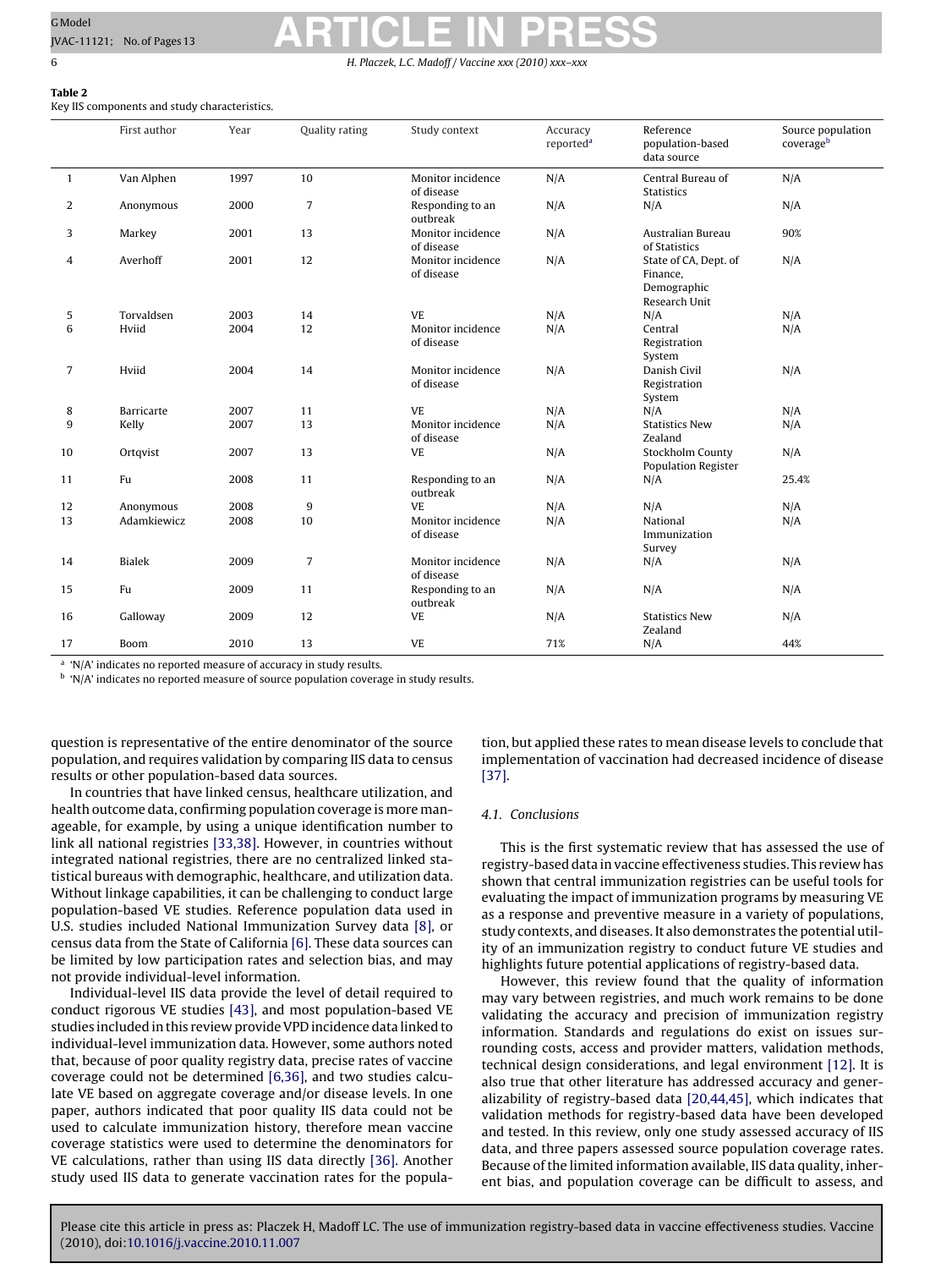**Table 2**
Key IIS components and study characteristics.

| | First author | Year | Quality rating | Study context | Accuracy reported[a] | Reference population-based data source | Source population coverage[b] |
|---|---|---|---|---|---|---|---|
| 1 | Van Alphen | 1997 | 10 | Monitor incidence of disease | N/A | Central Bureau of Statistics | N/A |
| 2 | Anonymous | 2000 | 7 | Responding to an outbreak | N/A | N/A | N/A |
| 3 | Markey | 2001 | 13 | Monitor incidence of disease | N/A | Australian Bureau of Statistics | 90% |
| 4 | Averhoff | 2001 | 12 | Monitor incidence of disease | N/A | State of CA, Dept. of Finance, Demographic Research Unit | N/A |
| 5 | Torvaldsen | 2003 | 14 | VE | N/A | N/A | N/A |
| 6 | Hviid | 2004 | 12 | Monitor incidence of disease | N/A | Central Registration System | N/A |
| 7 | Hviid | 2004 | 14 | Monitor incidence of disease | N/A | Danish Civil Registration System | N/A |
| 8 | Barricarte | 2007 | 11 | VE | N/A | N/A | N/A |
| 9 | Kelly | 2007 | 13 | Monitor incidence of disease | N/A | Statistics New Zealand | N/A |
| 10 | Ortqvist | 2007 | 13 | VE | N/A | Stockholm County Population Register | N/A |
| 11 | Fu | 2008 | 11 | Responding to an outbreak | N/A | N/A | 25.4% |
| 12 | Anonymous | 2008 | 9 | VE | N/A | N/A | N/A |
| 13 | Adamkiewicz | 2008 | 10 | Monitor incidence of disease | N/A | National Immunization Survey | N/A |
| 14 | Bialek | 2009 | 7 | Monitor incidence of disease | N/A | N/A | N/A |
| 15 | Fu | 2009 | 11 | Responding to an outbreak | N/A | N/A | N/A |
| 16 | Galloway | 2009 | 12 | VE | N/A | Statistics New Zealand | N/A |
| 17 | Boom | 2010 | 13 | VE | 71% | N/A | 44% |

[a] 'N/A' indicates no reported measure of accuracy in study results.
[b] 'N/A' indicates no reported measure of source population coverage in study results.

question is representative of the entire denominator of the source population, and requires validation by comparing IIS data to census results or other population-based data sources.

In countries that have linked census, healthcare utilization, and health outcome data, confirming population coverage is more manageable, for example, by using a unique identification number to link all national registries [33,38]. However, in countries without integrated national registries, there are no centralized linked statistical bureaus with demographic, healthcare, and utilization data. Without linkage capabilities, it can be challenging to conduct large population-based VE studies. Reference population data used in U.S. studies included National Immunization Survey data [8], or census data from the State of California [6]. These data sources can be limited by low participation rates and selection bias, and may not provide individual-level information.

Individual-level IIS data provide the level of detail required to conduct rigorous VE studies [43], and most population-based VE studies included in this review provide VPD incidence data linked to individual-level immunization data. However, some authors noted that, because of poor quality registry data, precise rates of vaccine coverage could not be determined [6,36], and two studies calculate VE based on aggregate coverage and/or disease levels. In one paper, authors indicated that poor quality IIS data could not be used to calculate immunization history, therefore mean vaccine coverage statistics were used to determine the denominators for VE calculations, rather than using IIS data directly [36]. Another study used IIS data to generate vaccination rates for the population, but applied these rates to mean disease levels to conclude that implementation of vaccination had decreased incidence of disease [37].

### 4.1. Conclusions

This is the first systematic review that has assessed the use of registry-based data in vaccine effectiveness studies. This review has shown that central immunization registries can be useful tools for evaluating the impact of immunization programs by measuring VE as a response and preventive measure in a variety of populations, study contexts, and diseases. It also demonstrates the potential utility of an immunization registry to conduct future VE studies and highlights future potential applications of registry-based data.

However, this review found that the quality of information may vary between registries, and much work remains to be done validating the accuracy and precision of immunization registry information. Standards and regulations do exist on issues surrounding costs, access and provider matters, validation methods, technical design considerations, and legal environment [12]. It is also true that other literature has addressed accuracy and generalizability of registry-based data [20,44,45], which indicates that validation methods for registry-based data have been developed and tested. In this review, only one study assessed accuracy of IIS data, and three papers assessed source population coverage rates. Because of the limited information available, IIS data quality, inherent bias, and population coverage can be difficult to assess, and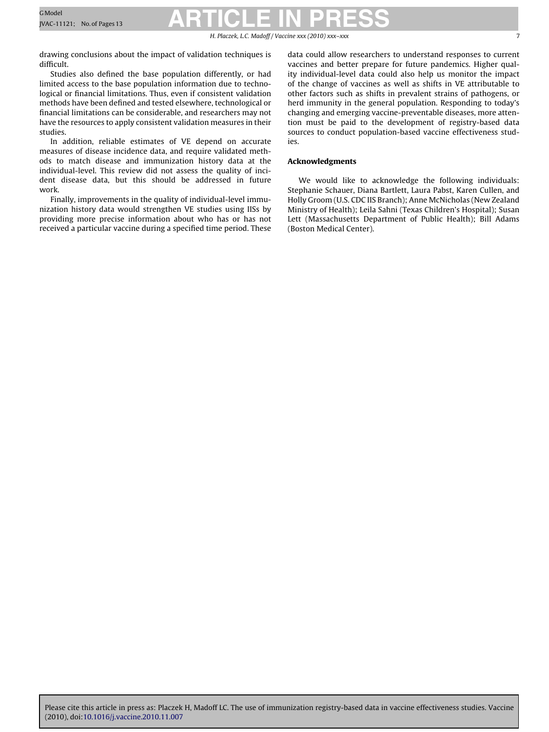drawing conclusions about the impact of validation techniques is difficult.

Studies also defined the base population differently, or had limited access to the base population information due to technological or financial limitations. Thus, even if consistent validation methods have been defined and tested elsewhere, technological or financial limitations can be considerable, and researchers may not have the resources to apply consistent validation measures in their studies.

In addition, reliable estimates of VE depend on accurate measures of disease incidence data, and require validated methods to match disease and immunization history data at the individual-level. This review did not assess the quality of incident disease data, but this should be addressed in future work.

Finally, improvements in the quality of individual-level immunization history data would strengthen VE studies using IISs by providing more precise information about who has or has not received a particular vaccine during a specified time period. These data could allow researchers to understand responses to current vaccines and better prepare for future pandemics. Higher quality individual-level data could also help us monitor the impact of the change of vaccines as well as shifts in VE attributable to other factors such as shifts in prevalent strains of pathogens, or herd immunity in the general population. Responding to today's changing and emerging vaccine-preventable diseases, more attention must be paid to the development of registry-based data sources to conduct population-based vaccine effectiveness studies.

## Acknowledgments

We would like to acknowledge the following individuals: Stephanie Schauer, Diana Bartlett, Laura Pabst, Karen Cullen, and Holly Groom (U.S. CDC IIS Branch); Anne McNicholas (New Zealand Ministry of Health); Leila Sahni (Texas Children's Hospital); Susan Lett (Massachusetts Department of Public Health); Bill Adams (Boston Medical Center).

Please cite this article in press as: Placzek H, Madoff LC. The use of immunization registry-based data in vaccine effectiveness studies. Vaccine (2010), doi:10.1016/j.vaccine.2010.11.007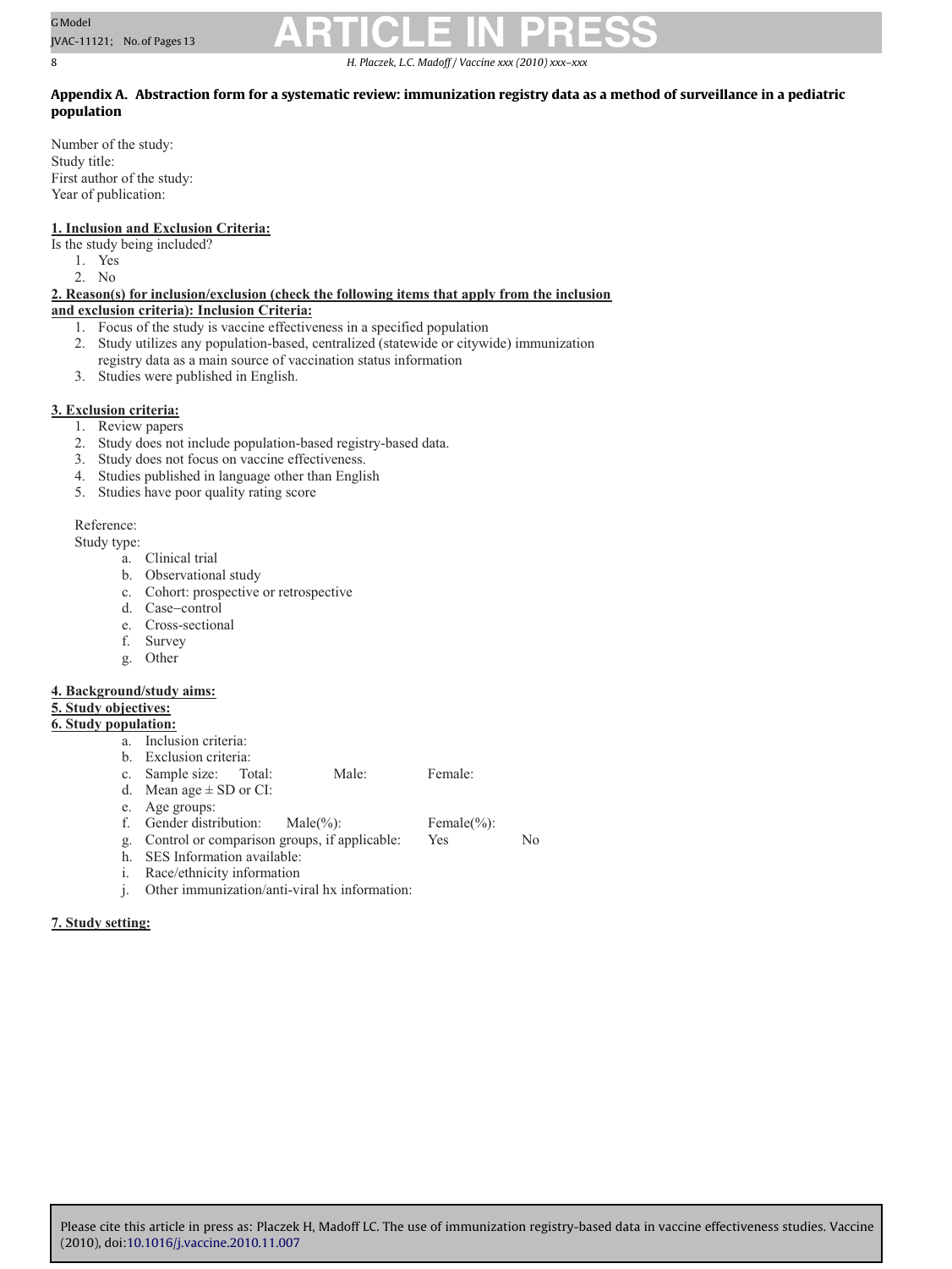## Appendix A. Abstraction form for a systematic review: immunization registry data as a method of surveillance in a pediatric population

Number of the study:
Study title:
First author of the study:
Year of publication:

**1. Inclusion and Exclusion Criteria:**

Is the study being included?

1. Yes
2. No

**2. Reason(s) for inclusion/exclusion (check the following items that apply from the inclusion and exclusion criteria): Inclusion Criteria:**

1. Focus of the study is vaccine effectiveness in a specified population
2. Study utilizes any population-based, centralized (statewide or citywide) immunization registry data as a main source of vaccination status information
3. Studies were published in English.

**3. Exclusion criteria:**

1. Review papers
2. Study does not include population-based registry-based data.
3. Study does not focus on vaccine effectiveness.
4. Studies published in language other than English
5. Studies have poor quality rating score

Reference:
Study type:

a. Clinical trial
b. Observational study
c. Cohort: prospective or retrospective
d. Case–control
e. Cross-sectional
f. Survey
g. Other

**4. Background/study aims:**

**5. Study objectives:**

**6. Study population:**

a. Inclusion criteria:
b. Exclusion criteria:
c. Sample size: Total: Male: Female:
d. Mean age ± SD or CI:
e. Age groups:
f. Gender distribution: Male(%): Female(%):
g. Control or comparison groups, if applicable: Yes No
h. SES Information available:
i. Race/ethnicity information
j. Other immunization/anti-viral hx information:

**7. Study setting:**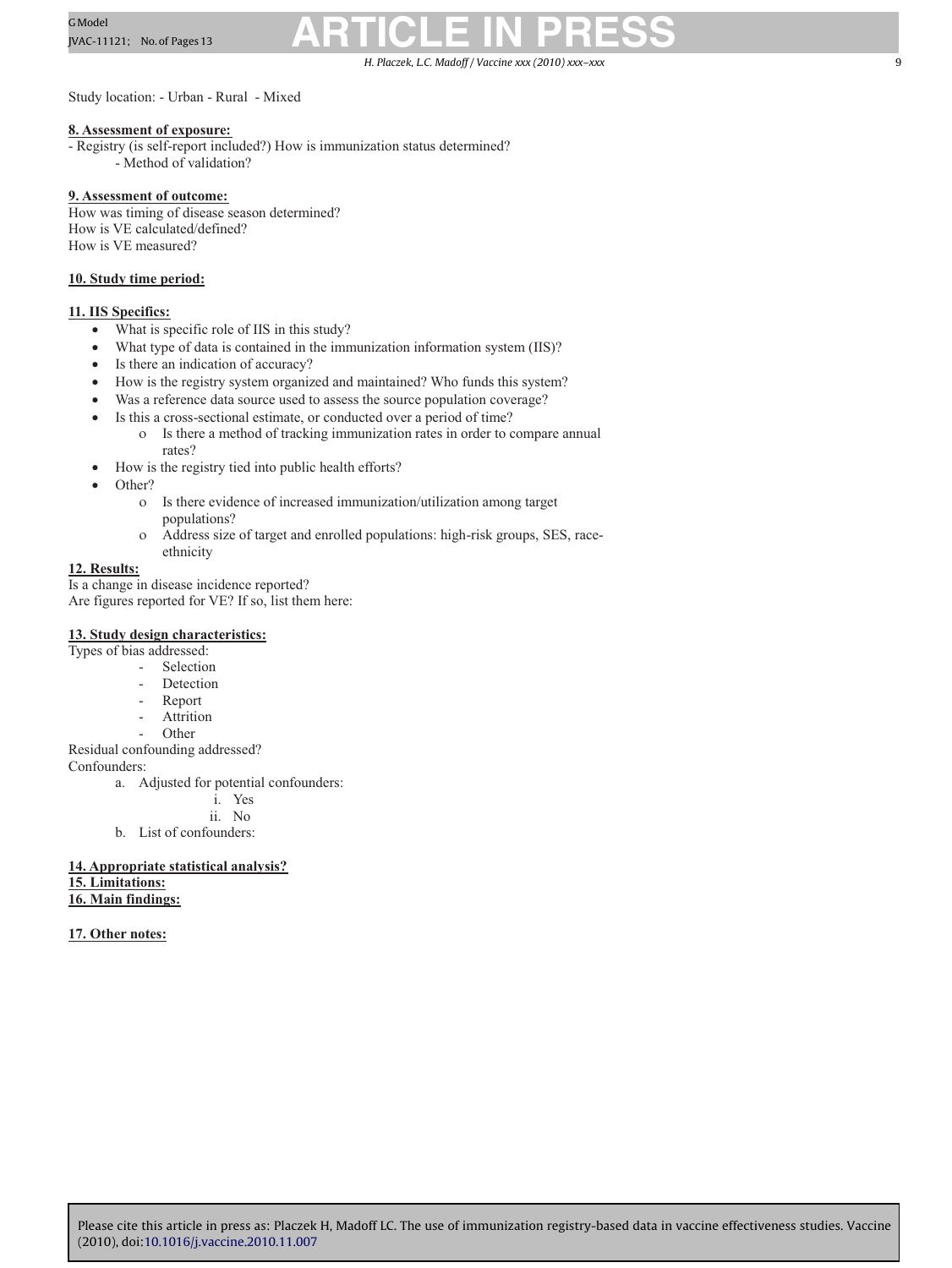Study location: - Urban - Rural - Mixed

**8. Assessment of exposure:**

- Registry (is self-report included?) How is immunization status determined?
    - Method of validation?

**9. Assessment of outcome:**

How was timing of disease season determined?
How is VE calculated/defined?
How is VE measured?

**10. Study time period:**

**11. IIS Specifics:**

- What is specific role of IIS in this study?
- What type of data is contained in the immunization information system (IIS)?
- Is there an indication of accuracy?
- How is the registry system organized and maintained? Who funds this system?
- Was a reference data source used to assess the source population coverage?
- Is this a cross-sectional estimate, or conducted over a period of time?
    - o Is there a method of tracking immunization rates in order to compare annual rates?
- How is the registry tied into public health efforts?
- Other?
    - o Is there evidence of increased immunization/utilization among target populations?
    - o Address size of target and enrolled populations: high-risk groups, SES, race-ethnicity

**12. Results:**

Is a change in disease incidence reported?
Are figures reported for VE? If so, list them here:

**13. Study design characteristics:**

Types of bias addressed:

- Selection
- Detection
- Report
- Attrition
- Other

Residual confounding addressed?
Confounders:

a. Adjusted for potential confounders:
    i. Yes
    ii. No
b. List of confounders:

**14. Appropriate statistical analysis?**

**15. Limitations:**

**16. Main findings:**

**17. Other notes:**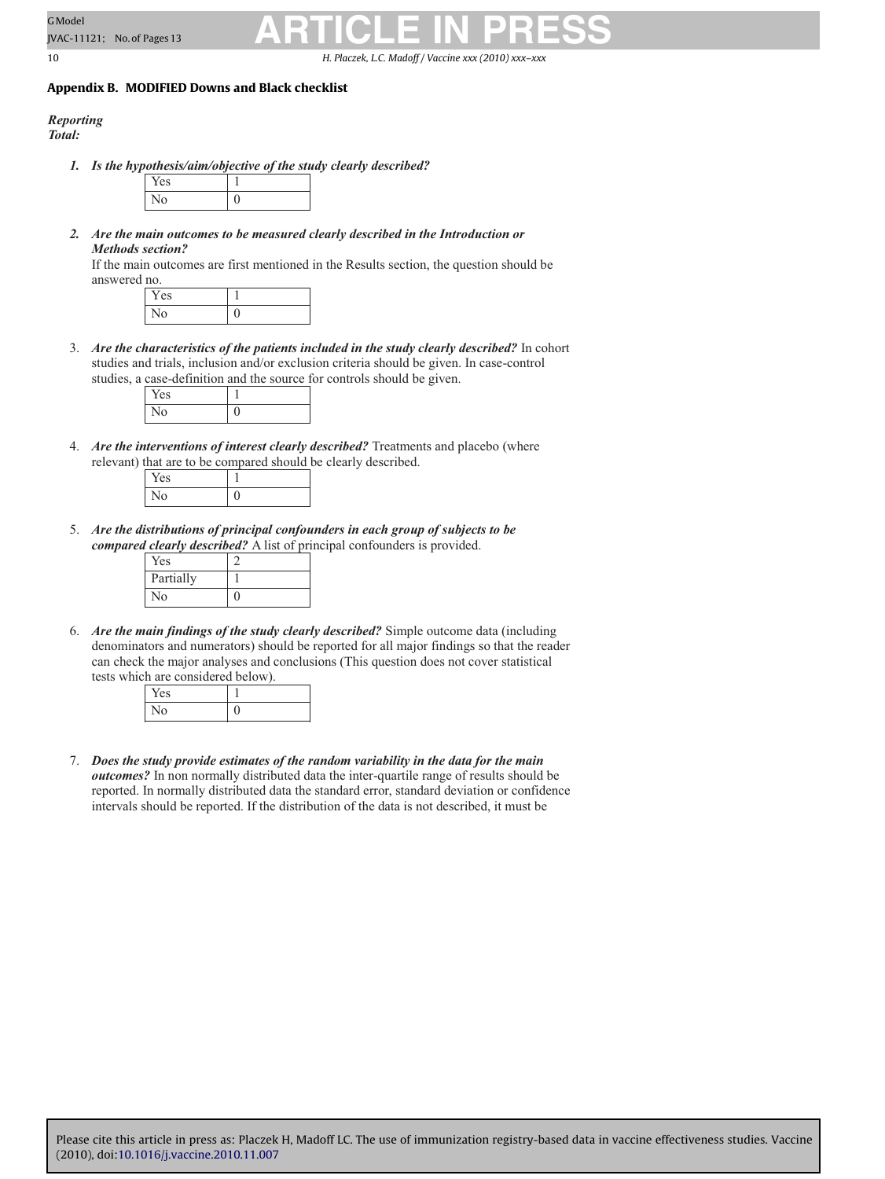## Appendix B. MODIFIED Downs and Black checklist

***Reporting***
***Total:***

1. ***Is the hypothesis/aim/objective of the study clearly described?***

| Yes | 1 |
|---|---|
| No | 0 |

2. ***Are the main outcomes to be measured clearly described in the Introduction or Methods section?***
   If the main outcomes are first mentioned in the Results section, the question should be answered no.

| Yes | 1 |
|---|---|
| No | 0 |

3. ***Are the characteristics of the patients included in the study clearly described?*** In cohort studies and trials, inclusion and/or exclusion criteria should be given. In case-control studies, a case-definition and the source for controls should be given.

| Yes | 1 |
|---|---|
| No | 0 |

4. ***Are the interventions of interest clearly described?*** Treatments and placebo (where relevant) that are to be compared should be clearly described.

| Yes | 1 |
|---|---|
| No | 0 |

5. ***Are the distributions of principal confounders in each group of subjects to be compared clearly described?*** A list of principal confounders is provided.

| Yes | 2 |
|---|---|
| Partially | 1 |
| No | 0 |

6. ***Are the main findings of the study clearly described?*** Simple outcome data (including denominators and numerators) should be reported for all major findings so that the reader can check the major analyses and conclusions (This question does not cover statistical tests which are considered below).

| Yes | 1 |
|---|---|
| No | 0 |

7. ***Does the study provide estimates of the random variability in the data for the main outcomes?*** In non normally distributed data the inter-quartile range of results should be reported. In normally distributed data the standard error, standard deviation or confidence intervals should be reported. If the distribution of the data is not described, it must be

Please cite this article in press as: Placzek H, Madoff LC. The use of immunization registry-based data in vaccine effectiveness studies. Vaccine (2010), doi:10.1016/j.vaccine.2010.11.007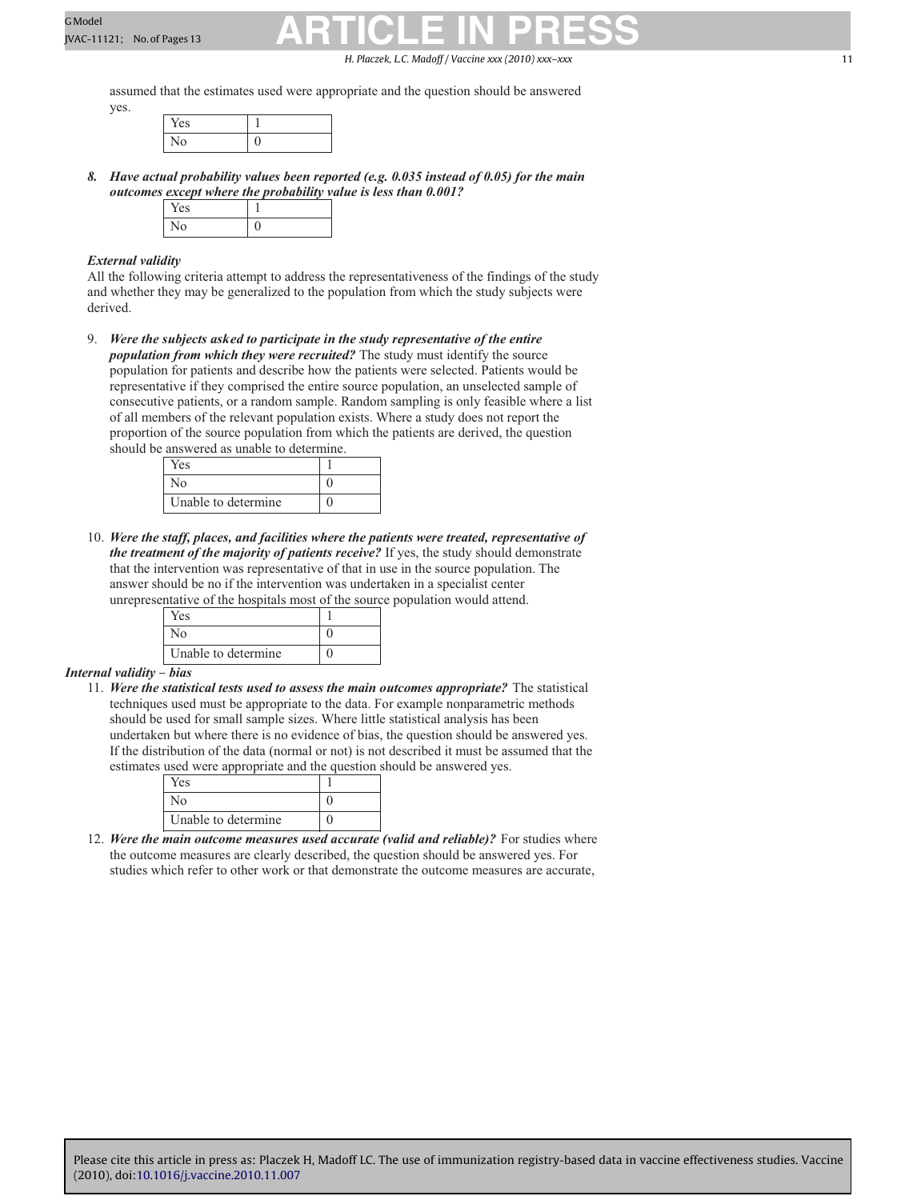assumed that the estimates used were appropriate and the question should be answered yes.

| Yes | 1 |
|---|---|
| No | 0 |

8. ***Have actual probability values been reported (e.g. 0.035 instead of 0.05) for the main outcomes except where the probability value is less than 0.001?***

| Yes | 1 |
|---|---|
| No | 0 |

***External validity***

All the following criteria attempt to address the representativeness of the findings of the study and whether they may be generalized to the population from which the study subjects were derived.

9. ***Were the subjects asked to participate in the study representative of the entire population from which they were recruited?*** The study must identify the source population for patients and describe how the patients were selected. Patients would be representative if they comprised the entire source population, an unselected sample of consecutive patients, or a random sample. Random sampling is only feasible where a list of all members of the relevant population exists. Where a study does not report the proportion of the source population from which the patients are derived, the question should be answered as unable to determine.

| Yes | 1 |
|---|---|
| No | 0 |
| Unable to determine | 0 |

10. ***Were the staff, places, and facilities where the patients were treated, representative of the treatment of the majority of patients receive?*** If yes, the study should demonstrate that the intervention was representative of that in use in the source population. The answer should be no if the intervention was undertaken in a specialist center unrepresentative of the hospitals most of the source population would attend.

| Yes | 1 |
|---|---|
| No | 0 |
| Unable to determine | 0 |

***Internal validity – bias***

11. ***Were the statistical tests used to assess the main outcomes appropriate?*** The statistical techniques used must be appropriate to the data. For example nonparametric methods should be used for small sample sizes. Where little statistical analysis has been undertaken but where there is no evidence of bias, the question should be answered yes. If the distribution of the data (normal or not) is not described it must be assumed that the estimates used were appropriate and the question should be answered yes.

| Yes | 1 |
|---|---|
| No | 0 |
| Unable to determine | 0 |

12. ***Were the main outcome measures used accurate (valid and reliable)?*** For studies where the outcome measures are clearly described, the question should be answered yes. For studies which refer to other work or that demonstrate the outcome measures are accurate,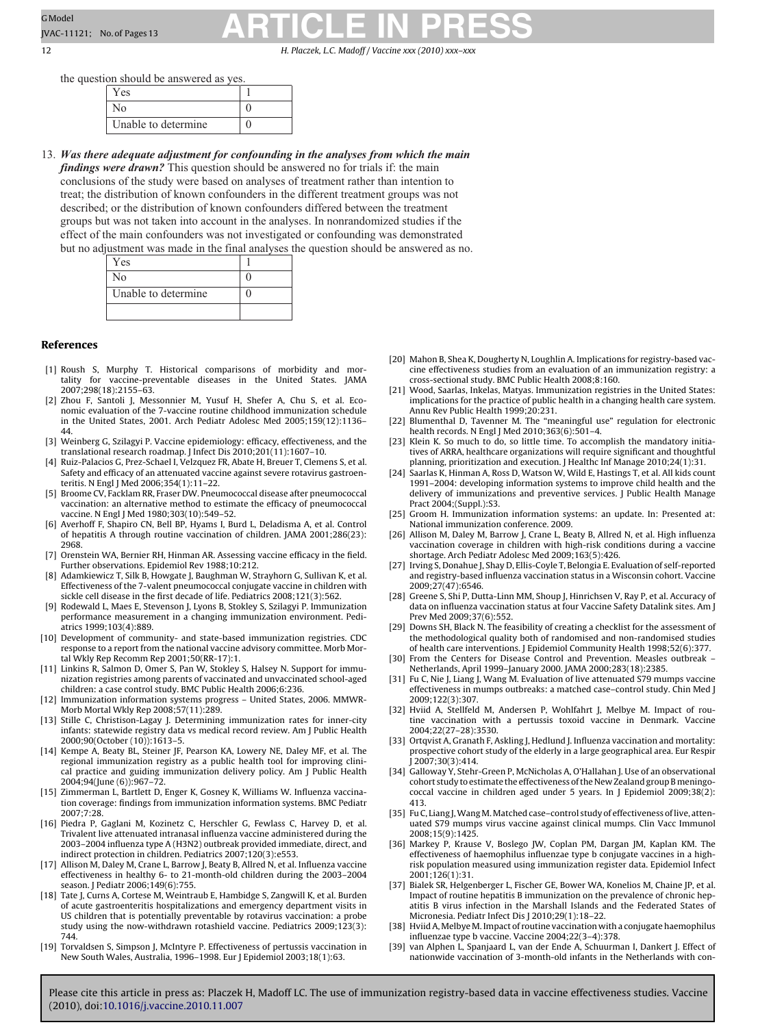the question should be answered as yes.

| Yes | 1 |
|---|---|
| No | 0 |
| Unable to determine | 0 |

13. ***Was there adequate adjustment for confounding in the analyses from which the main findings were drawn?*** This question should be answered no for trials if: the main conclusions of the study were based on analyses of treatment rather than intention to treat; the distribution of known confounders in the different treatment groups was not described; or the distribution of known confounders differed between the treatment groups but was not taken into account in the analyses. In nonrandomized studies if the effect of the main confounders was not investigated or confounding was demonstrated but no adjustment was made in the final analyses the question should be answered as no.

| Yes | 1 |
|---|---|
| No | 0 |
| Unable to determine | 0 |
| | |

## References

[1] Roush S, Murphy T. Historical comparisons of morbidity and mortality for vaccine-preventable diseases in the United States. JAMA 2007;298(18):2155–63.

[2] Zhou F, Santoli J, Messonnier M, Yusuf H, Shefer A, Chu S, et al. Economic evaluation of the 7-vaccine routine childhood immunization schedule in the United States, 2001. Arch Pediatr Adolesc Med 2005;159(12):1136–44.

[3] Weinberg G, Szilagyi P. Vaccine epidemiology: efficacy, effectiveness, and the translational research roadmap. J Infect Dis 2010;201(11):1607–10.

[4] Ruiz-Palacios G, Prez-Schael I, Velzquez FR, Abate H, Breuer T, Clemens S, et al. Safety and efficacy of an attenuated vaccine against severe rotavirus gastroenteritis. N Engl J Med 2006;354(1):11–22.

[5] Broome CV, Facklam RR, Fraser DW. Pneumococcal disease after pneumococcal vaccination: an alternative method to estimate the efficacy of pneumococcal vaccine. N Engl J Med 1980;303(10):549–52.

[6] Averhoff F, Shapiro CN, Bell BP, Hyams I, Burd L, Deladisma A, et al. Control of hepatitis A through routine vaccination of children. JAMA 2001;286(23):2968.

[7] Orenstein WA, Bernier RH, Hinman AR. Assessing vaccine efficacy in the field. Further observations. Epidemiol Rev 1988;10:212.

[8] Adamkiewicz T, Silk B, Howgate J, Baughman W, Strayhorn G, Sullivan K, et al. Effectiveness of the 7-valent pneumococcal conjugate vaccine in children with sickle cell disease in the first decade of life. Pediatrics 2008;121(3):562.

[9] Rodewald L, Maes E, Stevenson J, Lyons B, Stokley S, Szilagyi P. Immunization performance measurement in a changing immunization environment. Pediatrics 1999;103(4):889.

[10] Development of community- and state-based immunization registries. CDC response to a report from the national vaccine advisory committee. Morb Mortal Wkly Rep Recomm Rep 2001;50(RR-17):1.

[11] Linkins R, Salmon D, Omer S, Pan W, Stokley S, Halsey N. Support for immunization registries among parents of vaccinated and unvaccinated school-aged children: a case control study. BMC Public Health 2006;6:236.

[12] Immunization information systems progress – United States, 2006. MMWR-Morb Mortal Wkly Rep 2008;57(11):289.

[13] Stille C, Christison-Lagay J. Determining immunization rates for inner-city infants: statewide registry data vs medical record review. Am J Public Health 2000;90(October (10)):1613–5.

[14] Kempe A, Beaty BL, Steiner JF, Pearson KA, Lowery NE, Daley MF, et al. The regional immunization registry as a public health tool for improving clinical practice and guiding immunization delivery policy. Am J Public Health 2004;94(June (6)):967–72.

[15] Zimmerman L, Bartlett D, Enger K, Gosney K, Williams W. Influenza vaccination coverage: findings from immunization information systems. BMC Pediatr 2007;7:28.

[16] Piedra P, Gaglani M, Kozinetz C, Herschler G, Fewlass C, Harvey D, et al. Trivalent live attenuated intranasal influenza vaccine administered during the 2003–2004 influenza type A (H3N2) outbreak provided immediate, direct, and indirect protection in children. Pediatrics 2007;120(3):e553.

[17] Allison M, Daley M, Crane L, Barrow J, Beaty B, Allred N, et al. Influenza vaccine effectiveness in healthy 6- to 21-month-old children during the 2003–2004 season. J Pediatr 2006;149(6):755.

[18] Tate J, Curns A, Cortese M, Weintraub E, Hambidge S, Zangwill K, et al. Burden of acute gastroenteritis hospitalizations and emergency department visits in US children that is potentially preventable by rotavirus vaccination: a probe study using the now-withdrawn rotashield vaccine. Pediatrics 2009;123(3):744.

[19] Torvaldsen S, Simpson J, McIntyre P. Effectiveness of pertussis vaccination in New South Wales, Australia, 1996–1998. Eur J Epidemiol 2003;18(1):63.

[20] Mahon B, Shea K, Dougherty N, Loughlin A. Implications for registry-based vaccine effectiveness studies from an evaluation of an immunization registry: a cross-sectional study. BMC Public Health 2008;8:160.

[21] Wood, Saarlas, Inkelas, Matyas. Immunization registries in the United States: implications for the practice of public health in a changing health care system. Annu Rev Public Health 1999;20:231.

[22] Blumenthal D, Tavenner M. The "meaningful use" regulation for electronic health records. N Engl J Med 2010;363(6):501–4.

[23] Klein K. So much to do, so little time. To accomplish the mandatory initiatives of ARRA, healthcare organizations will require significant and thoughtful planning, prioritization and execution. J Healthc Inf Manage 2010;24(1):31.

[24] Saarlas K, Hinman A, Ross D, Watson W, Wild E, Hastings T, et al. All kids count 1991–2004: developing information systems to improve child health and the delivery of immunizations and preventive services. J Public Health Manage Pract 2004;(Suppl.):S3.

[25] Groom H. Immunization information systems: an update. In: Presented at: National immunization conference. 2009.

[26] Allison M, Daley M, Barrow J, Crane L, Beaty B, Allred N, et al. High influenza vaccination coverage in children with high-risk conditions during a vaccine shortage. Arch Pediatr Adolesc Med 2009;163(5):426.

[27] Irving S, Donahue J, Shay D, Ellis-Coyle T, Belongia E. Evaluation of self-reported and registry-based influenza vaccination status in a Wisconsin cohort. Vaccine 2009;27(47):6546.

[28] Greene S, Shi P, Dutta-Linn MM, Shoup J, Hinrichsen V, Ray P, et al. Accuracy of data on influenza vaccination status at four Vaccine Safety Datalink sites. Am J Prev Med 2009;37(6):552.

[29] Downs SH, Black N. The feasibility of creating a checklist for the assessment of the methodological quality both of randomised and non-randomised studies of health care interventions. J Epidemiol Community Health 1998;52(6):377.

[30] From the Centers for Disease Control and Prevention. Measles outbreak – Netherlands, April 1999–January 2000. JAMA 2000;283(18):2385.

[31] Fu C, Nie J, Liang J, Wang M. Evaluation of live attenuated S79 mumps vaccine effectiveness in mumps outbreaks: a matched case–control study. Chin Med J 2009;122(3):307.

[32] Hviid A, Stellfeld M, Andersen P, Wohlfahrt J, Melbye M. Impact of routine vaccination with a pertussis toxoid vaccine in Denmark. Vaccine 2004;22(27–28):3530.

[33] Ortqvist A, Granath F, Askling J, Hedlund J. Influenza vaccination and mortality: prospective cohort study of the elderly in a large geographical area. Eur Respir J 2007;30(3):414.

[34] Galloway Y, Stehr-Green P, McNicholas A, O'Hallahan J. Use of an observational cohort study to estimate the effectiveness of the New Zealand group B meningococcal vaccine in children aged under 5 years. In J Epidemiol 2009;38(2):413.

[35] Fu C, Liang J, Wang M. Matched case–control study of effectiveness of live, attenuated S79 mumps virus vaccine against clinical mumps. Clin Vacc Immunol 2008;15(9):1425.

[36] Markey P, Krause V, Boslego JW, Coplan PM, Dargan JM, Kaplan KM. The effectiveness of haemophilus influenzae type b conjugate vaccines in a high-risk population measured using immunization register data. Epidemiol Infect 2001;126(1):31.

[37] Bialek SR, Helgenberger L, Fischer GE, Bower WA, Konelios M, Chaine JP, et al. Impact of routine hepatitis B immunization on the prevalence of chronic hepatitis B virus infection in the Marshall Islands and the Federated States of Micronesia. Pediatr Infect Dis J 2010;29(1):18–22.

[38] Hviid A, Melbye M. Impact of routine vaccination with a conjugate haemophilus influenzae type b vaccine. Vaccine 2004;22(3–4):378.

[39] van Alphen L, Spanjaard L, van der Ende A, Schuurman I, Dankert J. Effect of nationwide vaccination of 3-month-old infants in the Netherlands with con-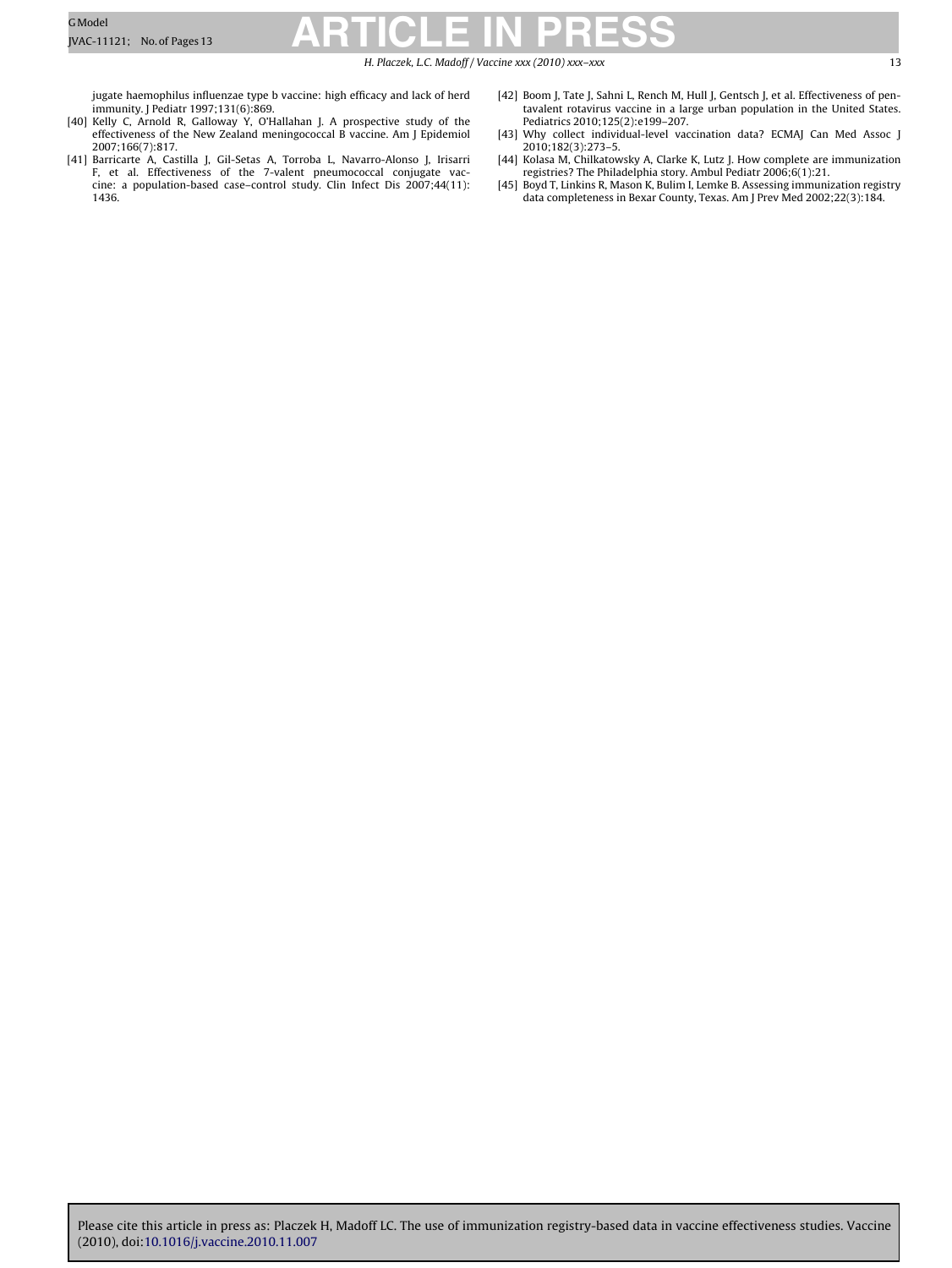jugate haemophilus influenzae type b vaccine: high efficacy and lack of herd immunity. J Pediatr 1997;131(6):869.

[40] Kelly C, Arnold R, Galloway Y, O'Hallahan J. A prospective study of the effectiveness of the New Zealand meningococcal B vaccine. Am J Epidemiol 2007;166(7):817.

[41] Barricarte A, Castilla J, Gil-Setas A, Torroba L, Navarro-Alonso J, Irisarri F, et al. Effectiveness of the 7-valent pneumococcal conjugate vaccine: a population-based case–control study. Clin Infect Dis 2007;44(11): 1436.

[42] Boom J, Tate J, Sahni L, Rench M, Hull J, Gentsch J, et al. Effectiveness of pentavalent rotavirus vaccine in a large urban population in the United States. Pediatrics 2010;125(2):e199–207.

[43] Why collect individual-level vaccination data? ECMAJ Can Med Assoc J 2010;182(3):273–5.

[44] Kolasa M, Chilkatowsky A, Clarke K, Lutz J. How complete are immunization registries? The Philadelphia story. Ambul Pediatr 2006;6(1):21.

[45] Boyd T, Linkins R, Mason K, Bulim I, Lemke B. Assessing immunization registry data completeness in Bexar County, Texas. Am J Prev Med 2002;22(3):184.

Please cite this article in press as: Placzek H, Madoff LC. The use of immunization registry-based data in vaccine effectiveness studies. Vaccine (2010), doi:10.1016/j.vaccine.2010.11.007